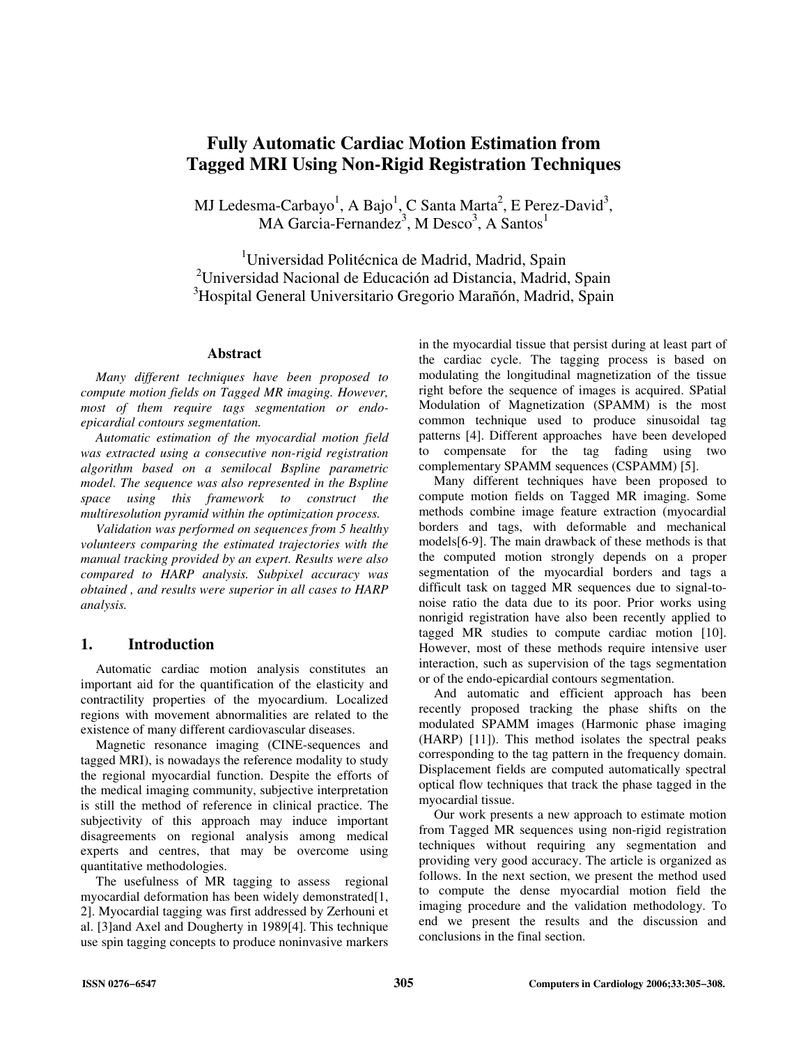# Fully Automatic Cardiac Motion Estimation from Tagged MRI Using Non-Rigid Registration Techniques

MJ Ledesma-Carbayo[1], A Bajo[1], C Santa Marta[2], E Perez-David[3], MA Garcia-Fernandez[3], M Desco[3], A Santos[1]

[1]Universidad Politécnica de Madrid, Madrid, Spain
[2]Universidad Nacional de Educación ad Distancia, Madrid, Spain
[3]Hospital General Universitario Gregorio Marañón, Madrid, Spain

### Abstract

*Many different techniques have been proposed to compute motion fields on Tagged MR imaging. However, most of them require tags segmentation or endo-epicardial contours segmentation.*

*Automatic estimation of the myocardial motion field was extracted using a consecutive non-rigid registration algorithm based on a semilocal Bspline parametric model. The sequence was also represented in the Bspline space using this framework to construct the multiresolution pyramid within the optimization process.*

*Validation was performed on sequences from 5 healthy volunteers comparing the estimated trajectories with the manual tracking provided by an expert. Results were also compared to HARP analysis. Subpixel accuracy was obtained , and results were superior in all cases to HARP analysis.*

## 1. Introduction

Automatic cardiac motion analysis constitutes an important aid for the quantification of the elasticity and contractility properties of the myocardium. Localized regions with movement abnormalities are related to the existence of many different cardiovascular diseases.

Magnetic resonance imaging (CINE-sequences and tagged MRI), is nowadays the reference modality to study the regional myocardial function. Despite the efforts of the medical imaging community, subjective interpretation is still the method of reference in clinical practice. The subjectivity of this approach may induce important disagreements on regional analysis among medical experts and centres, that may be overcome using quantitative methodologies.

The usefulness of MR tagging to assess regional myocardial deformation has been widely demonstrated[1, 2]. Myocardial tagging was first addressed by Zerhouni et al. [3]and Axel and Dougherty in 1989[4]. This technique use spin tagging concepts to produce noninvasive markers in the myocardial tissue that persist during at least part of the cardiac cycle. The tagging process is based on modulating the longitudinal magnetization of the tissue right before the sequence of images is acquired. SPatial Modulation of Magnetization (SPAMM) is the most common technique used to produce sinusoidal tag patterns [4]. Different approaches have been developed to compensate for the tag fading using two complementary SPAMM sequences (CSPAMM) [5].

Many different techniques have been proposed to compute motion fields on Tagged MR imaging. Some methods combine image feature extraction (myocardial borders and tags, with deformable and mechanical models[6-9]. The main drawback of these methods is that the computed motion strongly depends on a proper segmentation of the myocardial borders and tags a difficult task on tagged MR sequences due to signal-to-noise ratio the data due to its poor. Prior works using nonrigid registration have also been recently applied to tagged MR studies to compute cardiac motion [10]. However, most of these methods require intensive user interaction, such as supervision of the tags segmentation or of the endo-epicardial contours segmentation.

And automatic and efficient approach has been recently proposed tracking the phase shifts on the modulated SPAMM images (Harmonic phase imaging (HARP) [11]). This method isolates the spectral peaks corresponding to the tag pattern in the frequency domain. Displacement fields are computed automatically spectral optical flow techniques that track the phase tagged in the myocardial tissue.

Our work presents a new approach to estimate motion from Tagged MR sequences using non-rigid registration techniques without requiring any segmentation and providing very good accuracy. The article is organized as follows. In the next section, we present the method used to compute the dense myocardial motion field the imaging procedure and the validation methodology. To end we present the results and the discussion and conclusions in the final section.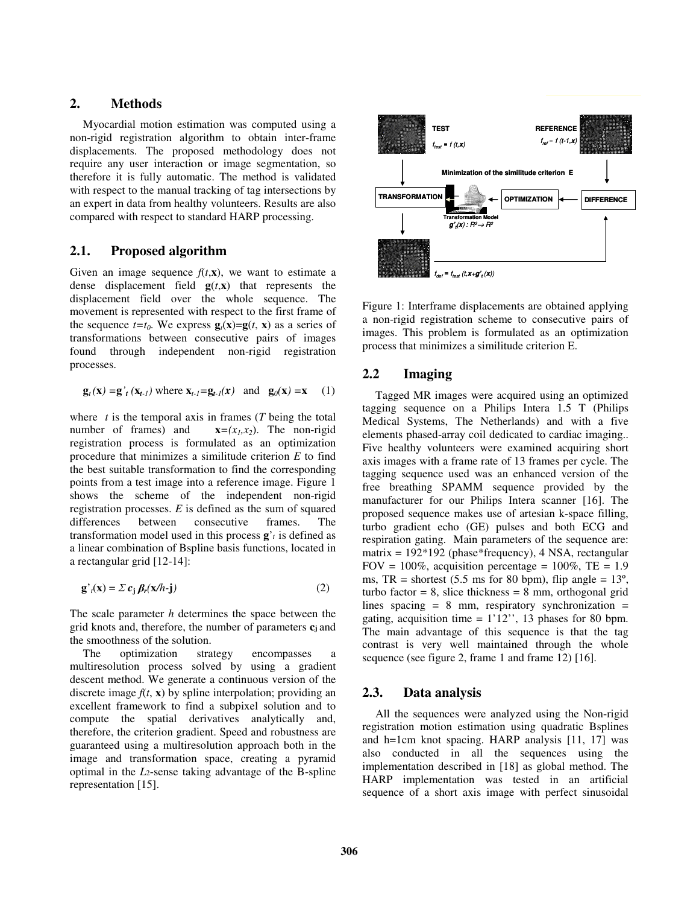## 2. Methods

Myocardial motion estimation was computed using a non-rigid registration algorithm to obtain inter-frame displacements. The proposed methodology does not require any user interaction or image segmentation, so therefore it is fully automatic. The method is validated with respect to the manual tracking of tag intersections by an expert in data from healthy volunteers. Results are also compared with respect to standard HARP processing.

## 2.1. Proposed algorithm

Given an image sequence $f(t,\mathbf{x})$, we want to estimate a dense displacement field $\mathbf{g}(t,\mathbf{x})$ that represents the displacement field over the whole sequence. The movement is represented with respect to the first frame of the sequence $t=t_0$. We express $\mathbf{g}_t(\mathbf{x})=\mathbf{g}(t, \mathbf{x})$ as a series of transformations between consecutive pairs of images found through independent non-rigid registration processes.

$$\mathbf{g}_t(\mathbf{x}) = \mathbf{g}'_t(\mathbf{x}_{t-1}) \text{ where } \mathbf{x}_{t-1}=\mathbf{g}_{t-1}(\mathbf{x}) \text{ and } \mathbf{g}_0(\mathbf{x}) = \mathbf{x} \quad (1)$$

where $t$ is the temporal axis in frames ($T$ being the total number of frames) and $\mathbf{x}=(x_1,x_2)$. The non-rigid registration process is formulated as an optimization procedure that minimizes a similitude criterion $E$ to find the best suitable transformation to find the corresponding points from a test image into a reference image. Figure 1 shows the scheme of the independent non-rigid registration processes. $E$ is defined as the sum of squared differences between consecutive frames. The transformation model used in this process $\mathbf{g}'_t$ is defined as a linear combination of Bspline basis functions, located in a rectangular grid [12-14]:

$$\mathbf{g}'_t(\mathbf{x}) = \Sigma\, \mathbf{c_j}\, \beta_r(\mathbf{x}/h\text{-}\mathbf{j}) \quad (2)$$

The scale parameter $h$ determines the space between the grid knots and, therefore, the number of parameters $\mathbf{c_j}$ and the smoothness of the solution.

The optimization strategy encompasses a multiresolution process solved by using a gradient descent method. We generate a continuous version of the discrete image $f(t, \mathbf{x})$ by spline interpolation; providing an excellent framework to find a subpixel solution and to compute the spatial derivatives analytically and, therefore, the criterion gradient. Speed and robustness are guaranteed using a multiresolution approach both in the image and transformation space, creating a pyramid optimal in the $L_2$-sense taking advantage of the B-spline representation [15].

Figure 1: Interframe displacements are obtained applying a non-rigid registration scheme to consecutive pairs of images. This problem is formulated as an optimization process that minimizes a similitude criterion E.

## 2.2 Imaging

Tagged MR images were acquired using an optimized tagging sequence on a Philips Intera 1.5 T (Philips Medical Systems, The Netherlands) and with a five elements phased-array coil dedicated to cardiac imaging.. Five healthy volunteers were examined acquiring short axis images with a frame rate of 13 frames per cycle. The tagging sequence used was an enhanced version of the free breathing SPAMM sequence provided by the manufacturer for our Philips Intera scanner [16]. The proposed sequence makes use of artesian k-space filling, turbo gradient echo (GE) pulses and both ECG and respiration gating. Main parameters of the sequence are: matrix = 192*192 (phase*frequency), 4 NSA, rectangular FOV = 100%, acquisition percentage = 100%, TE = 1.9 ms, TR = shortest (5.5 ms for 80 bpm), flip angle = 13º, turbo factor = 8, slice thickness = 8 mm, orthogonal grid lines spacing = 8 mm, respiratory synchronization = gating, acquisition time = 1'12'', 13 phases for 80 bpm. The main advantage of this sequence is that the tag contrast is very well maintained through the whole sequence (see figure 2, frame 1 and frame 12) [16].

## 2.3. Data analysis

All the sequences were analyzed using the Non-rigid registration motion estimation using quadratic Bsplines and h=1cm knot spacing. HARP analysis [11, 17] was also conducted in all the sequences using the implementation described in [18] as global method. The HARP implementation was tested in an artificial sequence of a short axis image with perfect sinusoidal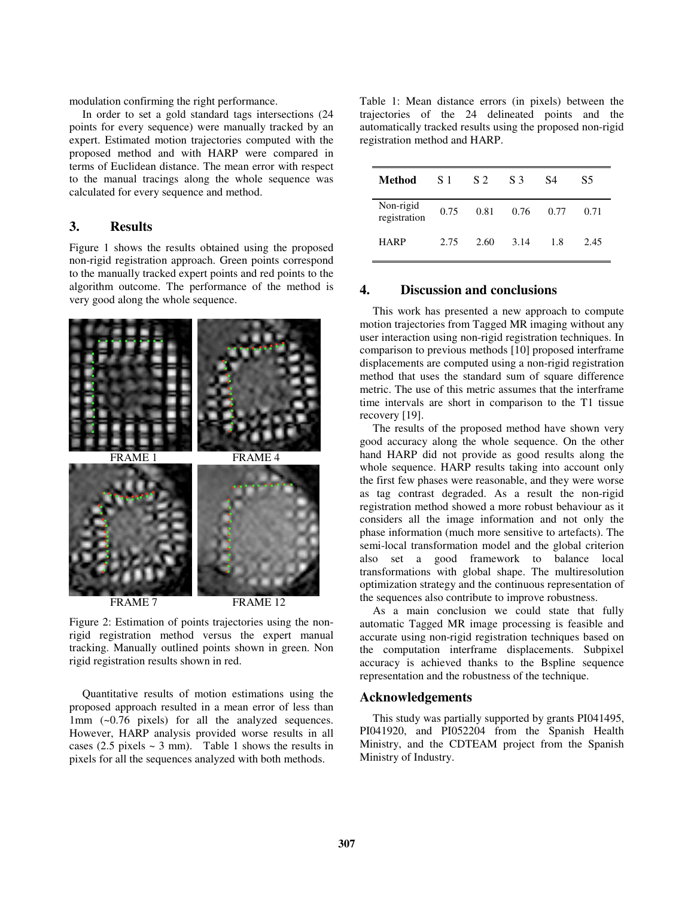modulation confirming the right performance.

In order to set a gold standard tags intersections (24 points for every sequence) were manually tracked by an expert. Estimated motion trajectories computed with the proposed method and with HARP were compared in terms of Euclidean distance. The mean error with respect to the manual tracings along the whole sequence was calculated for every sequence and method.

## 3. Results

Figure 1 shows the results obtained using the proposed non-rigid registration approach. Green points correspond to the manually tracked expert points and red points to the algorithm outcome. The performance of the method is very good along the whole sequence.

FRAME 1 FRAME 4

FRAME 7 FRAME 12

Figure 2: Estimation of points trajectories using the non-rigid registration method versus the expert manual tracking. Manually outlined points shown in green. Non rigid registration results shown in red.

Quantitative results of motion estimations using the proposed approach resulted in a mean error of less than 1mm (~0.76 pixels) for all the analyzed sequences. However, HARP analysis provided worse results in all cases (2.5 pixels ~ 3 mm). Table 1 shows the results in pixels for all the sequences analyzed with both methods.

Table 1: Mean distance errors (in pixels) between the trajectories of the 24 delineated points and the automatically tracked results using the proposed non-rigid registration method and HARP.

| **Method** | S 1 | S 2 | S 3 | S4 | S5 |
|---|---|---|---|---|---|
| Non-rigid registration | 0.75 | 0.81 | 0.76 | 0.77 | 0.71 |
| HARP | 2.75 | 2.60 | 3.14 | 1.8 | 2.45 |

## 4. Discussion and conclusions

This work has presented a new approach to compute motion trajectories from Tagged MR imaging without any user interaction using non-rigid registration techniques. In comparison to previous methods [10] proposed interframe displacements are computed using a non-rigid registration method that uses the standard sum of square difference metric. The use of this metric assumes that the interframe time intervals are short in comparison to the T1 tissue recovery [19].

The results of the proposed method have shown very good accuracy along the whole sequence. On the other hand HARP did not provide as good results along the whole sequence. HARP results taking into account only the first few phases were reasonable, and they were worse as tag contrast degraded. As a result the non-rigid registration method showed a more robust behaviour as it considers all the image information and not only the phase information (much more sensitive to artefacts). The semi-local transformation model and the global criterion also set a good framework to balance local transformations with global shape. The multiresolution optimization strategy and the continuous representation of the sequences also contribute to improve robustness.

As a main conclusion we could state that fully automatic Tagged MR image processing is feasible and accurate using non-rigid registration techniques based on the computation interframe displacements. Subpixel accuracy is achieved thanks to the Bspline sequence representation and the robustness of the technique.

## Acknowledgements

This study was partially supported by grants PI041495, PI041920, and PI052204 from the Spanish Health Ministry, and the CDTEAM project from the Spanish Ministry of Industry.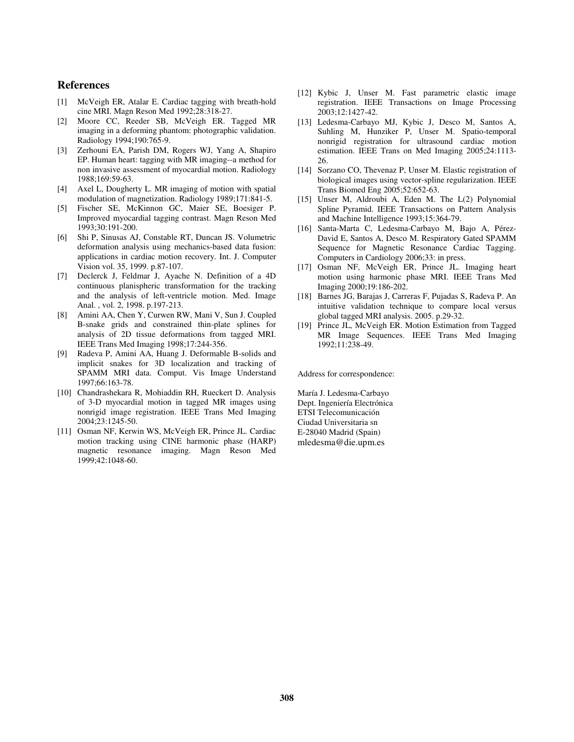## References

[1] McVeigh ER, Atalar E. Cardiac tagging with breath-hold cine MRI. Magn Reson Med 1992;28:318-27.

[2] Moore CC, Reeder SB, McVeigh ER. Tagged MR imaging in a deforming phantom: photographic validation. Radiology 1994;190:765-9.

[3] Zerhouni EA, Parish DM, Rogers WJ, Yang A, Shapiro EP. Human heart: tagging with MR imaging--a method for non invasive assessment of myocardial motion. Radiology 1988;169:59-63.

[4] Axel L, Dougherty L. MR imaging of motion with spatial modulation of magnetization. Radiology 1989;171:841-5.

[5] Fischer SE, McKinnon GC, Maier SE, Boesiger P. Improved myocardial tagging contrast. Magn Reson Med 1993;30:191-200.

[6] Shi P, Sinusas AJ, Constable RT, Duncan JS. Volumetric deformation analysis using mechanics-based data fusion: applications in cardiac motion recovery. Int. J. Computer Vision vol. 35, 1999. p.87-107.

[7] Declerck J, Feldmar J, Ayache N. Definition of a 4D continuous planispheric transformation for the tracking and the analysis of left-ventricle motion. Med. Image Anal. , vol. 2, 1998. p.197-213.

[8] Amini AA, Chen Y, Curwen RW, Mani V, Sun J. Coupled B-snake grids and constrained thin-plate splines for analysis of 2D tissue deformations from tagged MRI. IEEE Trans Med Imaging 1998;17:244-356.

[9] Radeva P, Amini AA, Huang J. Deformable B-solids and implicit snakes for 3D localization and tracking of SPAMM MRI data. Comput. Vis Image Understand 1997;66:163-78.

[10] Chandrashekara R, Mohiaddin RH, Rueckert D. Analysis of 3-D myocardial motion in tagged MR images using nonrigid image registration. IEEE Trans Med Imaging 2004;23:1245-50.

[11] Osman NF, Kerwin WS, McVeigh ER, Prince JL. Cardiac motion tracking using CINE harmonic phase (HARP) magnetic resonance imaging. Magn Reson Med 1999;42:1048-60.

[12] Kybic J, Unser M. Fast parametric elastic image registration. IEEE Transactions on Image Processing 2003;12:1427-42.

[13] Ledesma-Carbayo MJ, Kybic J, Desco M, Santos A, Suhling M, Hunziker P, Unser M. Spatio-temporal nonrigid registration for ultrasound cardiac motion estimation. IEEE Trans on Med Imaging 2005;24:1113-26.

[14] Sorzano CO, Thevenaz P, Unser M. Elastic registration of biological images using vector-spline regularization. IEEE Trans Biomed Eng 2005;52:652-63.

[15] Unser M, Aldroubi A, Eden M. The L(2) Polynomial Spline Pyramid. IEEE Transactions on Pattern Analysis and Machine Intelligence 1993;15:364-79.

[16] Santa-Marta C, Ledesma-Carbayo M, Bajo A, Pérez-David E, Santos A, Desco M. Respiratory Gated SPAMM Sequence for Magnetic Resonance Cardiac Tagging. Computers in Cardiology 2006;33: in press.

[17] Osman NF, McVeigh ER, Prince JL. Imaging heart motion using harmonic phase MRI. IEEE Trans Med Imaging 2000;19:186-202.

[18] Barnes JG, Barajas J, Carreras F, Pujadas S, Radeva P. An intuitive validation technique to compare local versus global tagged MRI analysis. 2005. p.29-32.

[19] Prince JL, McVeigh ER. Motion Estimation from Tagged MR Image Sequences. IEEE Trans Med Imaging 1992;11:238-49.

Address for correspondence:

María J. Ledesma-Carbayo
Dept. Ingeniería Electrónica
ETSI Telecomunicación
Ciudad Universitaria sn
E-28040 Madrid (Spain)
mledesma@die.upm.es